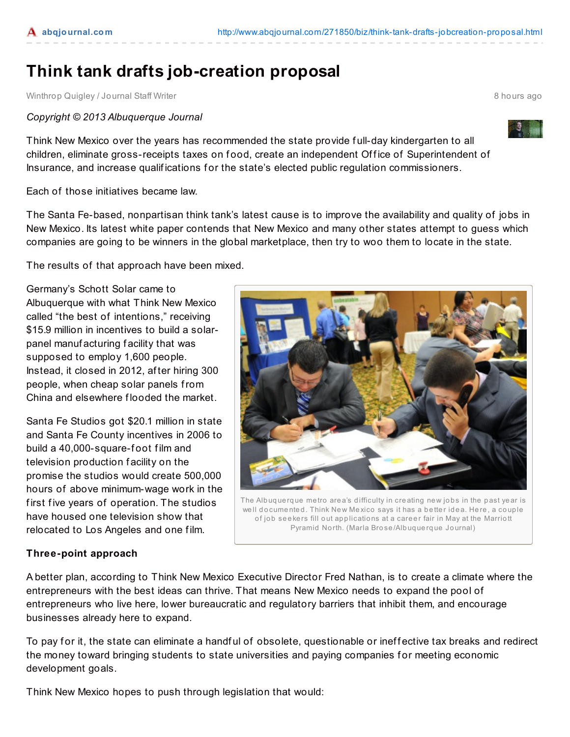# Think tank drafts job-creation proposal

Winthrop Quigley / Journal Staff Writer

8 hours ago

*Copyright © 2013 Albuquerque Journal*

Think New Mexico over the years has recommended the state provide full-day kindergarten to all children, eliminate gross-receipts taxes on food, create an independent Office of Superintendent of Insurance, and increase qualifications for the state's elected public regulation commissioners.

Each of those initiatives became law.

The Santa Fe-based, nonpartisan think tank's latest cause is to improve the availability and quality of jobs in New Mexico. Its latest white paper contends that New Mexico and many other states attempt to guess which companies are going to be winners in the global marketplace, then try to woo them to locate in the state.

The results of that approach have been mixed.

Germany's Schott Solar came to Albuquerque with what Think New Mexico called "the best of intentions," receiving $15.9 million in incentives to build a solar-panel manufacturing facility that was supposed to employ 1,600 people. Instead, it closed in 2012, after hiring 300 people, when cheap solar panels from China and elsewhere flooded the market.

Santa Fe Studios got $20.1 million in state and Santa Fe County incentives in 2006 to build a 40,000-square-foot film and television production facility on the promise the studios would create 500,000 hours of above minimum-wage work in the first five years of operation. The studios have housed one television show that relocated to Los Angeles and one film.

The Albuquerque metro area's difficulty in creating new jobs in the past year is well documented. Think New Mexico says it has a better idea. Here, a couple of job seekers fill out applications at a career fair in May at the Marriott Pyramid North. (Marla Brose/Albuquerque Journal)

**Three-point approach**

A better plan, according to Think New Mexico Executive Director Fred Nathan, is to create a climate where the entrepreneurs with the best ideas can thrive. That means New Mexico needs to expand the pool of entrepreneurs who live here, lower bureaucratic and regulatory barriers that inhibit them, and encourage businesses already here to expand.

To pay for it, the state can eliminate a handful of obsolete, questionable or ineffective tax breaks and redirect the money toward bringing students to state universities and paying companies for meeting economic development goals.

Think New Mexico hopes to push through legislation that would: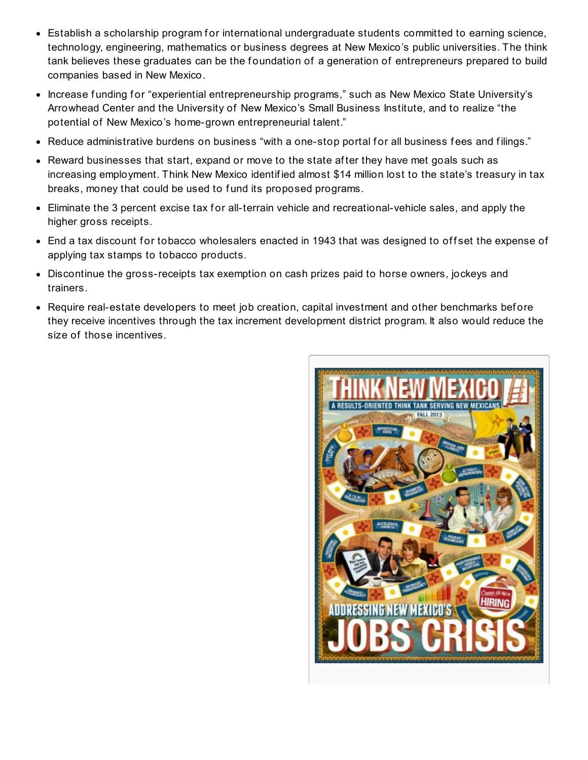- Establish a scholarship program for international undergraduate students committed to earning science, technology, engineering, mathematics or business degrees at New Mexico's public universities. The think tank believes these graduates can be the foundation of a generation of entrepreneurs prepared to build companies based in New Mexico.
- Increase funding for "experiential entrepreneurship programs," such as New Mexico State University's Arrowhead Center and the University of New Mexico's Small Business Institute, and to realize "the potential of New Mexico's home-grown entrepreneurial talent."
- Reduce administrative burdens on business "with a one-stop portal for all business fees and filings."
- Reward businesses that start, expand or move to the state after they have met goals such as increasing employment. Think New Mexico identified almost $14 million lost to the state's treasury in tax breaks, money that could be used to fund its proposed programs.
- Eliminate the 3 percent excise tax for all-terrain vehicle and recreational-vehicle sales, and apply the higher gross receipts.
- End a tax discount for tobacco wholesalers enacted in 1943 that was designed to offset the expense of applying tax stamps to tobacco products.
- Discontinue the gross-receipts tax exemption on cash prizes paid to horse owners, jockeys and trainers.
- Require real-estate developers to meet job creation, capital investment and other benchmarks before they receive incentives through the tax increment development district program. It also would reduce the size of those incentives.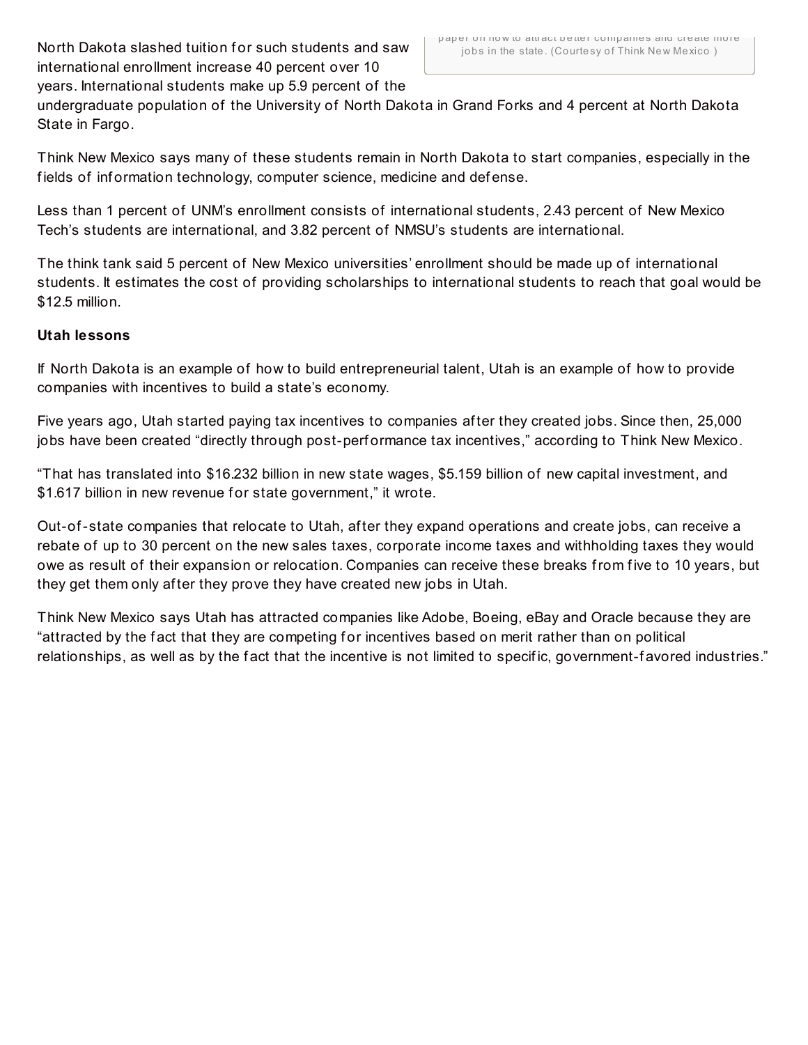paper on how to attract better companies and create more jobs in the state. (Courtesy of Think New Mexico )

North Dakota slashed tuition for such students and saw international enrollment increase 40 percent over 10 years. International students make up 5.9 percent of the undergraduate population of the University of North Dakota in Grand Forks and 4 percent at North Dakota State in Fargo.

Think New Mexico says many of these students remain in North Dakota to start companies, especially in the fields of information technology, computer science, medicine and defense.

Less than 1 percent of UNM's enrollment consists of international students, 2.43 percent of New Mexico Tech's students are international, and 3.82 percent of NMSU's students are international.

The think tank said 5 percent of New Mexico universities' enrollment should be made up of international students. It estimates the cost of providing scholarships to international students to reach that goal would be $12.5 million.

**Utah lessons**

If North Dakota is an example of how to build entrepreneurial talent, Utah is an example of how to provide companies with incentives to build a state's economy.

Five years ago, Utah started paying tax incentives to companies after they created jobs. Since then, 25,000 jobs have been created "directly through post-performance tax incentives," according to Think New Mexico.

"That has translated into $16.232 billion in new state wages, $5.159 billion of new capital investment, and $1.617 billion in new revenue for state government," it wrote.

Out-of-state companies that relocate to Utah, after they expand operations and create jobs, can receive a rebate of up to 30 percent on the new sales taxes, corporate income taxes and withholding taxes they would owe as result of their expansion or relocation. Companies can receive these breaks from five to 10 years, but they get them only after they prove they have created new jobs in Utah.

Think New Mexico says Utah has attracted companies like Adobe, Boeing, eBay and Oracle because they are "attracted by the fact that they are competing for incentives based on merit rather than on political relationships, as well as by the fact that the incentive is not limited to specific, government-favored industries."